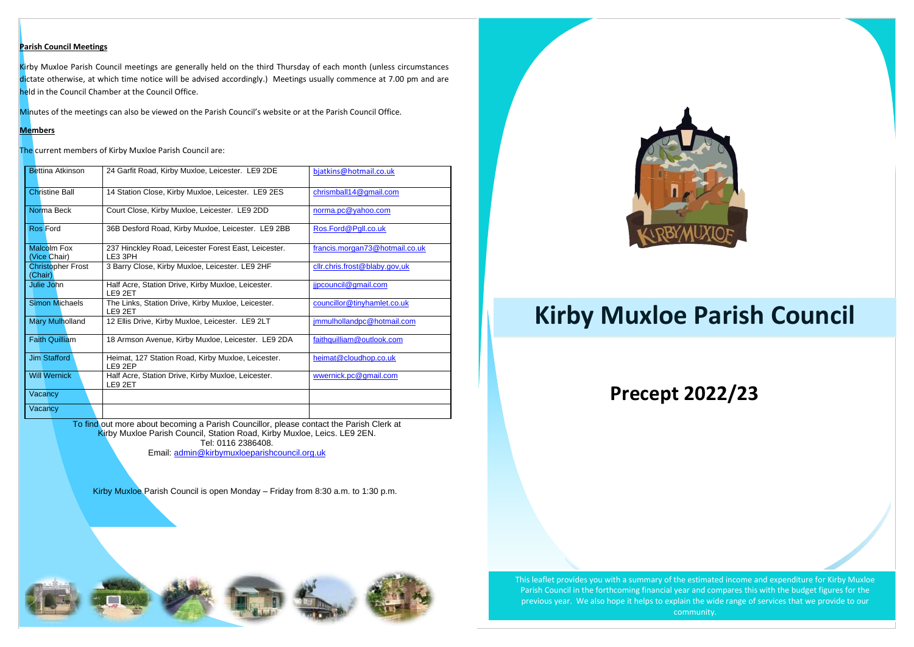**Parish Council Meetings**

Kirby Muxloe Parish Council meetings are generally held on the third Thursday of each month (unless circumstances dictate otherwise, at which time notice will be advised accordingly.) Meetings usually commence at 7.00 pm and are held in the Council Chamber at the Council Office.

Minutes of the meetings can also be viewed on the Parish Council's website or at the Parish Council Office.

**Members**

The current members of Kirby Muxloe Parish Council are:

| | | |
|---|---|---|
| Bettina Atkinson | 24 Garfit Road, Kirby Muxloe, Leicester. LE9 2DE | bjatkins@hotmail.co.uk |
| Christine Ball | 14 Station Close, Kirby Muxloe, Leicester. LE9 2ES | chrismball14@gmail.com |
| Norma Beck | Court Close, Kirby Muxloe, Leicester. LE9 2DD | norma.pc@yahoo.com |
| Ros Ford | 36B Desford Road, Kirby Muxloe, Leicester. LE9 2BB | Ros.Ford@Pgll.co.uk |
| Malcolm Fox (Vice Chair) | 237 Hinckley Road, Leicester Forest East, Leicester. LE3 3PH | francis.morgan73@hotmail.co.uk |
| Christopher Frost (Chair) | 3 Barry Close, Kirby Muxloe, Leicester. LE9 2HF | cllr.chris.frost@blaby.gov,uk |
| Julie John | Half Acre, Station Drive, Kirby Muxloe, Leicester. LE9 2ET | jjpcouncil@gmail.com |
| Simon Michaels | The Links, Station Drive, Kirby Muxloe, Leicester. LE9 2ET | councillor@tinyhamlet.co.uk |
| Mary Mulholland | 12 Ellis Drive, Kirby Muxloe, Leicester. LE9 2LT | jmmulhollandpc@hotmail.com |
| Faith Quilliam | 18 Armson Avenue, Kirby Muxloe, Leicester. LE9 2DA | faithquilliam@outlook.com |
| Jim Stafford | Heimat, 127 Station Road, Kirby Muxloe, Leicester. LE9 2EP | heimat@cloudhop.co.uk |
| Will Wernick | Half Acre, Station Drive, Kirby Muxloe, Leicester. LE9 2ET | wwernick.pc@gmail.com |
| Vacancy | | |
| Vacancy | | |

To find out more about becoming a Parish Councillor, please contact the Parish Clerk at Kirby Muxloe Parish Council, Station Road, Kirby Muxloe, Leics. LE9 2EN.
Tel: 0116 2386408.
Email: admin@kirbymuxloeparishcouncil.org.uk

Kirby Muxloe Parish Council is open Monday – Friday from 8:30 a.m. to 1:30 p.m.

# Kirby Muxloe Parish Council

## Precept 2022/23

This leaflet provides you with a summary of the estimated income and expenditure for Kirby Muxloe Parish Council in the forthcoming financial year and compares this with the budget figures for the previous year. We also hope it helps to explain the wide range of services that we provide to our community.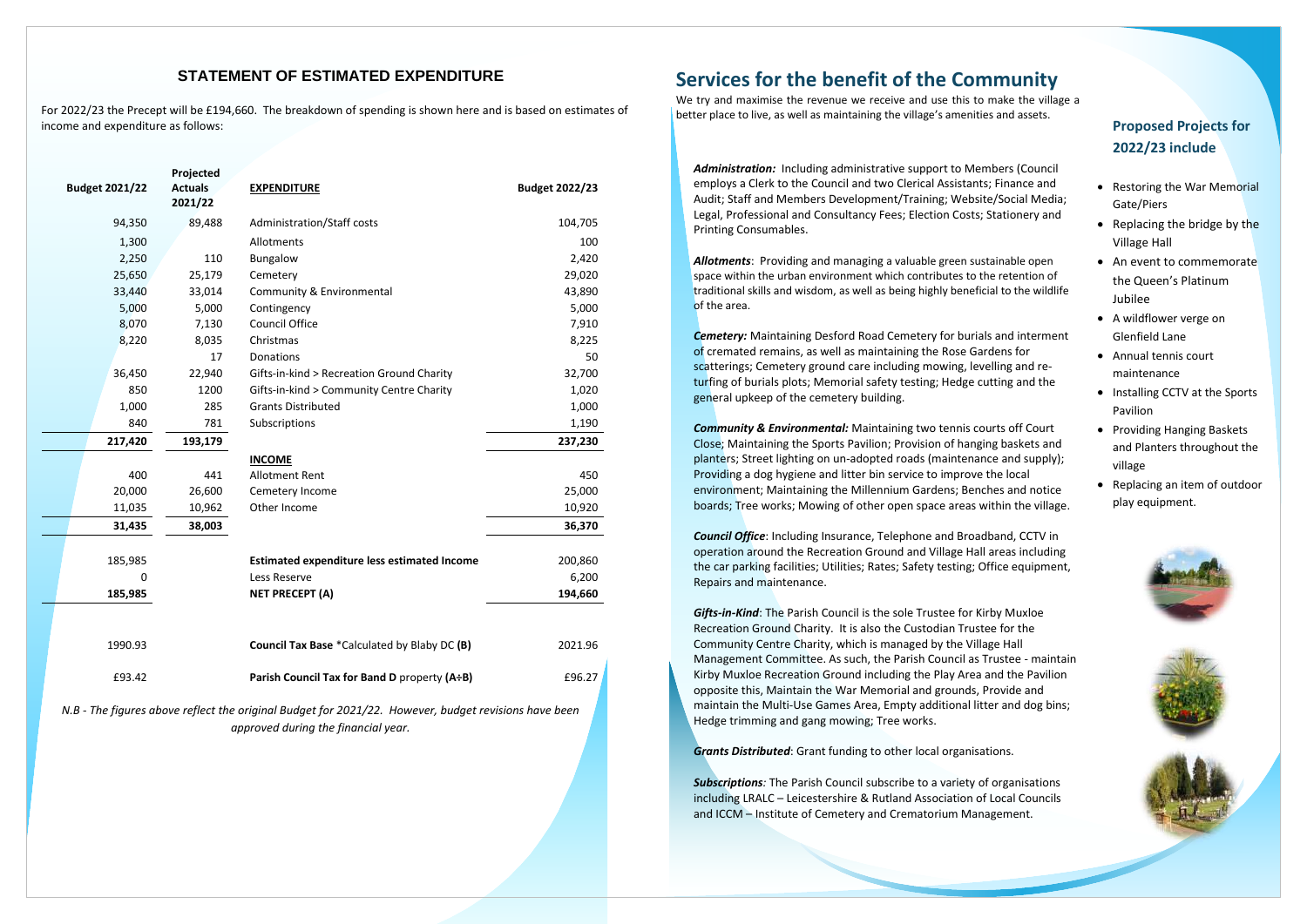## STATEMENT OF ESTIMATED EXPENDITURE

For 2022/23 the Precept will be £194,660. The breakdown of spending is shown here and is based on estimates of income and expenditure as follows:

| Budget 2021/22 | Projected Actuals 2021/22 | EXPENDITURE | Budget 2022/23 |
|---|---|---|---|
| 94,350 | 89,488 | Administration/Staff costs | 104,705 |
| 1,300 | | Allotments | 100 |
| 2,250 | 110 | Bungalow | 2,420 |
| 25,650 | 25,179 | Cemetery | 29,020 |
| 33,440 | 33,014 | Community & Environmental | 43,890 |
| 5,000 | 5,000 | Contingency | 5,000 |
| 8,070 | 7,130 | Council Office | 7,910 |
| 8,220 | 8,035 | Christmas | 8,225 |
| | 17 | Donations | 50 |
| 36,450 | 22,940 | Gifts-in-kind > Recreation Ground Charity | 32,700 |
| 850 | 1200 | Gifts-in-kind > Community Centre Charity | 1,020 |
| 1,000 | 285 | Grants Distributed | 1,000 |
| 840 | 781 | Subscriptions | 1,190 |
| **217,420** | **193,179** | | **237,230** |
| | | **INCOME** | |
| 400 | 441 | Allotment Rent | 450 |
| 20,000 | 26,600 | Cemetery Income | 25,000 |
| 11,035 | 10,962 | Other Income | 10,920 |
| **31,435** | **38,003** | | **36,370** |
| 185,985 | | **Estimated expenditure less estimated Income** | 200,860 |
| 0 | | Less Reserve | 6,200 |
| **185,985** | | **NET PRECEPT (A)** | **194,660** |
| 1990.93 | | **Council Tax Base** *Calculated by Blaby DC **(B)** | 2021.96 |
| £93.42 | | **Parish Council Tax for Band D** property **(A÷B)** | £96.27 |

*N.B - The figures above reflect the original Budget for 2021/22. However, budget revisions have been approved during the financial year.*

# Services for the benefit of the Community

We try and maximise the revenue we receive and use this to make the village a better place to live, as well as maintaining the village's amenities and assets.

***Administration:*** Including administrative support to Members (Council employs a Clerk to the Council and two Clerical Assistants; Finance and Audit; Staff and Members Development/Training; Website/Social Media; Legal, Professional and Consultancy Fees; Election Costs; Stationery and Printing Consumables.

***Allotments***: Providing and managing a valuable green sustainable open space within the urban environment which contributes to the retention of traditional skills and wisdom, as well as being highly beneficial to the wildlife of the area.

***Cemetery:*** Maintaining Desford Road Cemetery for burials and interment of cremated remains, as well as maintaining the Rose Gardens for scatterings; Cemetery ground care including mowing, levelling and re-turfing of burials plots; Memorial safety testing; Hedge cutting and the general upkeep of the cemetery building.

***Community & Environmental:*** Maintaining two tennis courts off Court Close; Maintaining the Sports Pavilion; Provision of hanging baskets and planters; Street lighting on un-adopted roads (maintenance and supply); Providing a dog hygiene and litter bin service to improve the local environment; Maintaining the Millennium Gardens; Benches and notice boards; Tree works; Mowing of other open space areas within the village.

***Council Office***: Including Insurance, Telephone and Broadband, CCTV in operation around the Recreation Ground and Village Hall areas including the car parking facilities; Utilities; Rates; Safety testing; Office equipment, Repairs and maintenance.

***Gifts-in-Kind***: The Parish Council is the sole Trustee for Kirby Muxloe Recreation Ground Charity. It is also the Custodian Trustee for the Community Centre Charity, which is managed by the Village Hall Management Committee. As such, the Parish Council as Trustee - maintain Kirby Muxloe Recreation Ground including the Play Area and the Pavilion opposite this, Maintain the War Memorial and grounds, Provide and maintain the Multi-Use Games Area, Empty additional litter and dog bins; Hedge trimming and gang mowing; Tree works.

***Grants Distributed***: Grant funding to other local organisations.

***Subscriptions***: The Parish Council subscribe to a variety of organisations including LRALC – Leicestershire & Rutland Association of Local Councils and ICCM – Institute of Cemetery and Crematorium Management.

## Proposed Projects for 2022/23 include

- Restoring the War Memorial Gate/Piers
- Replacing the bridge by the Village Hall
- An event to commemorate the Queen's Platinum Jubilee
- A wildflower verge on Glenfield Lane
- Annual tennis court maintenance
- Installing CCTV at the Sports Pavilion
- Providing Hanging Baskets and Planters throughout the village
- Replacing an item of outdoor play equipment.